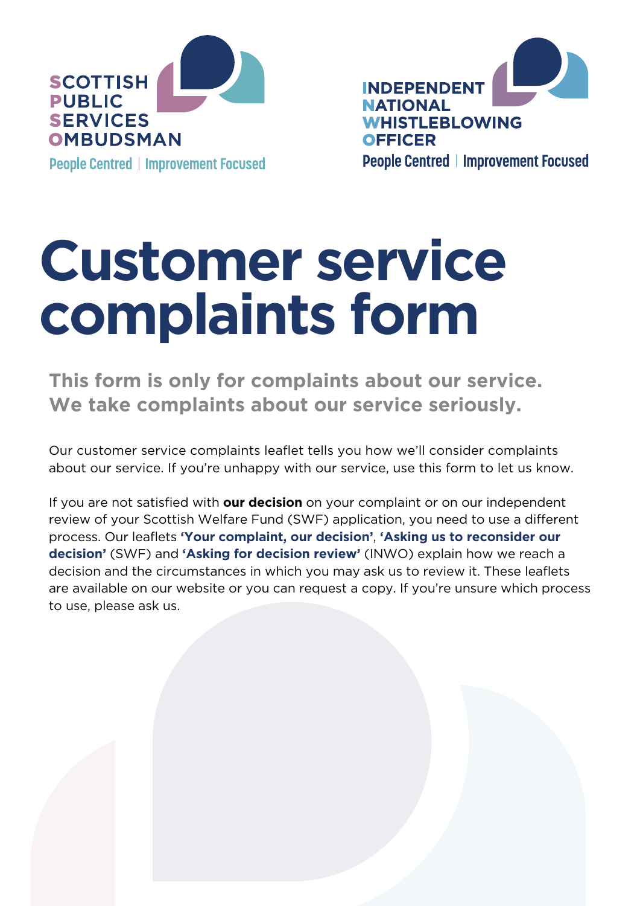SCOTTISH PUBLIC SERVICES OMBUDSMAN
People Centred | Improvement Focused

INDEPENDENT NATIONAL WHISTLEBLOWING OFFICER
People Centred | Improvement Focused

# Customer service complaints form

## This form is only for complaints about our service. We take complaints about our service seriously.

Our customer service complaints leaflet tells you how we'll consider complaints about our service. If you're unhappy with our service, use this form to let us know.

If you are not satisfied with **our decision** on your complaint or on our independent review of your Scottish Welfare Fund (SWF) application, you need to use a different process. Our leaflets **'Your complaint, our decision'**, **'Asking us to reconsider our decision'** (SWF) and **'Asking for decision review'** (INWO) explain how we reach a decision and the circumstances in which you may ask us to review it. These leaflets are available on our website or you can request a copy. If you're unsure which process to use, please ask us.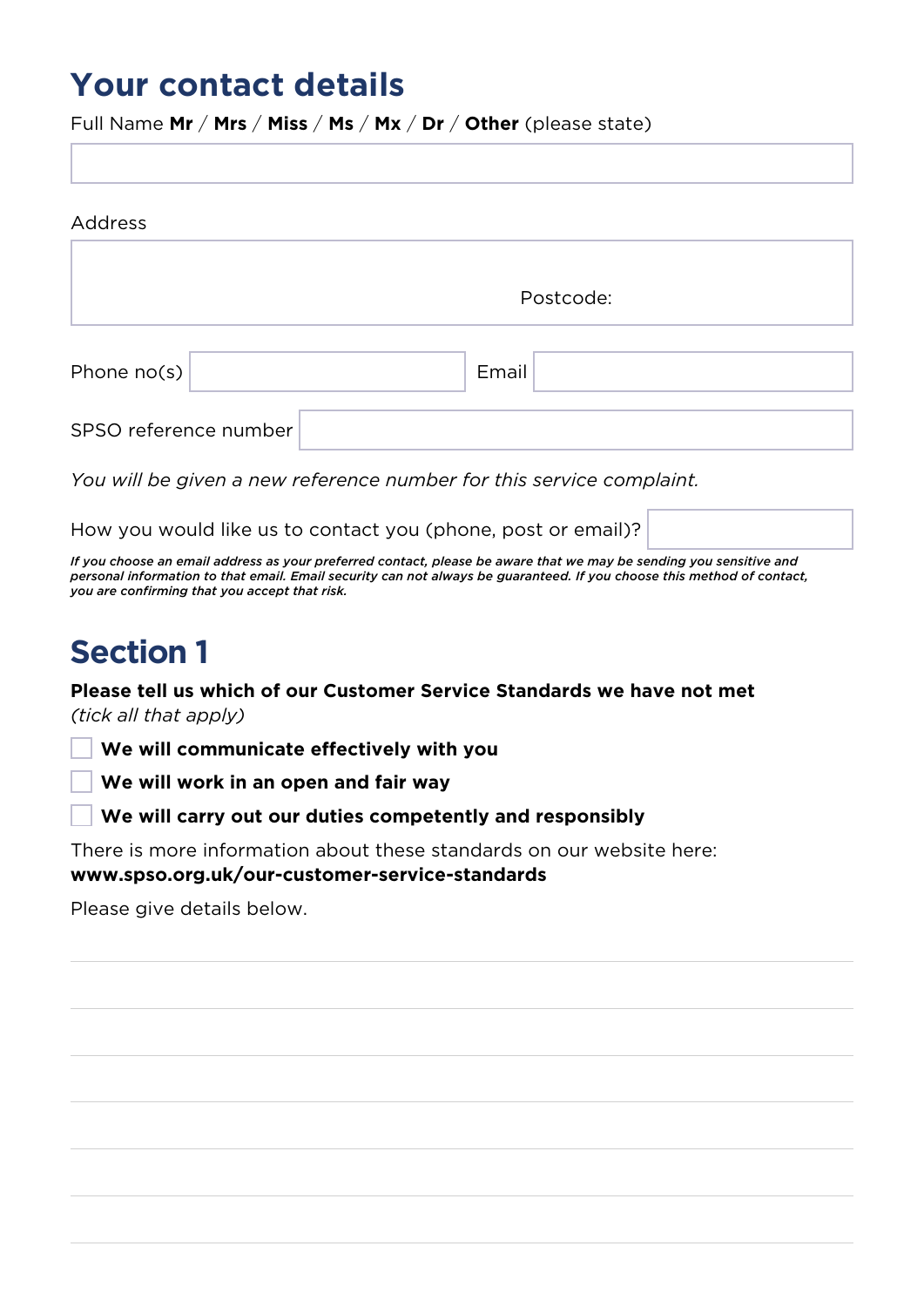# Your contact details

Full Name **Mr** / **Mrs** / **Miss** / **Ms** / **Mx** / **Dr** / **Other** (please state)

Address

Postcode:

Phone no(s)

Email

SPSO reference number

*You will be given a new reference number for this service complaint.*

How you would like us to contact you (phone, post or email)?

***If you choose an email address as your preferred contact, please be aware that we may be sending you sensitive and personal information to that email. Email security can not always be guaranteed. If you choose this method of contact, you are confirming that you accept that risk.***

# Section 1

**Please tell us which of our Customer Service Standards we have not met** *(tick all that apply)*

- [ ] **We will communicate effectively with you**
- [ ] **We will work in an open and fair way**
- [ ] **We will carry out our duties competently and responsibly**

There is more information about these standards on our website here: **www.spso.org.uk/our-customer-service-standards**

Please give details below.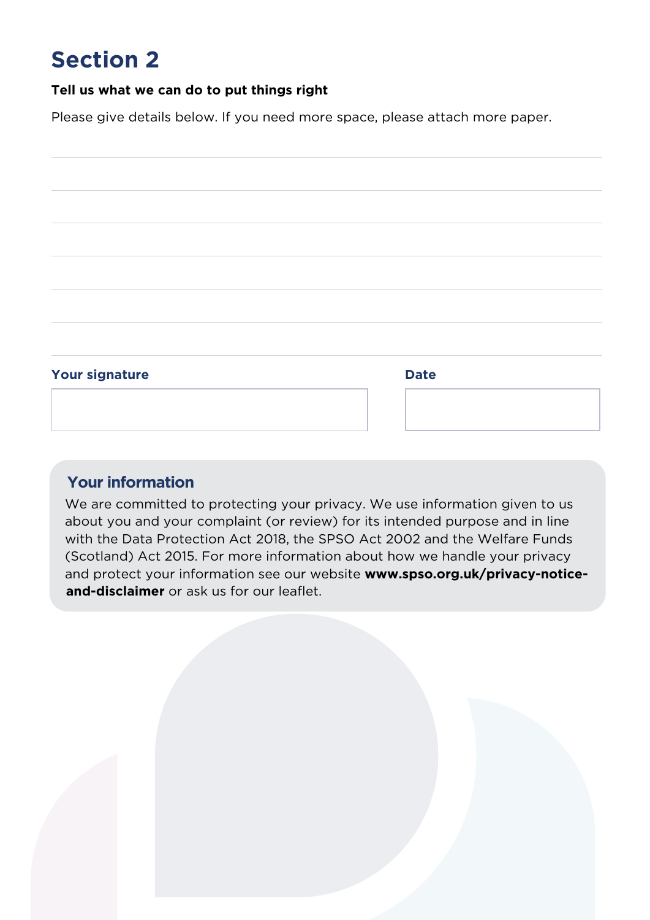# Section 2

**Tell us what we can do to put things right**

Please give details below. If you need more space, please attach more paper.

**Your signature**

**Date**

## Your information

We are committed to protecting your privacy. We use information given to us about you and your complaint (or review) for its intended purpose and in line with the Data Protection Act 2018, the SPSO Act 2002 and the Welfare Funds (Scotland) Act 2015. For more information about how we handle your privacy and protect your information see our website **www.spso.org.uk/privacy-notice-and-disclaimer** or ask us for our leaflet.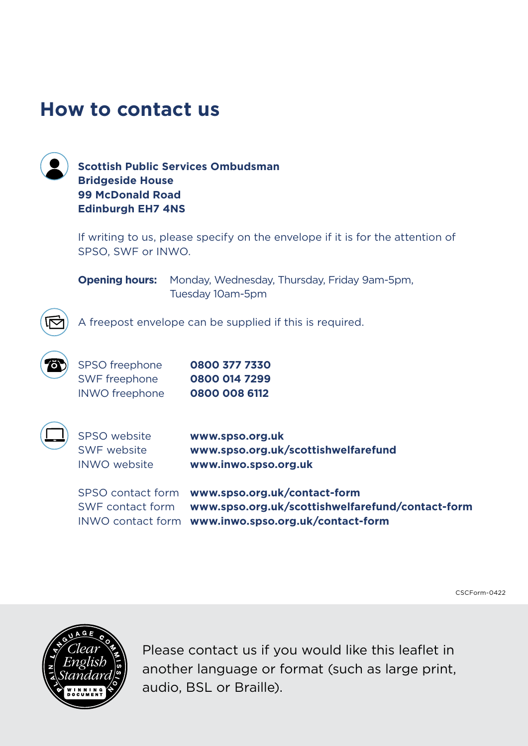# How to contact us

**Scottish Public Services Ombudsman**
**Bridgeside House**
**99 McDonald Road**
**Edinburgh EH7 4NS**

If writing to us, please specify on the envelope if it is for the attention of SPSO, SWF or INWO.

**Opening hours:** Monday, Wednesday, Thursday, Friday 9am-5pm, Tuesday 10am-5pm

A freepost envelope can be supplied if this is required.

| | |
|---|---|
| SPSO freephone | **0800 377 7330** |
| SWF freephone | **0800 014 7299** |
| INWO freephone | **0800 008 6112** |

| | |
|---|---|
| SPSO website | **www.spso.org.uk** |
| SWF website | **www.spso.org.uk/scottishwelfarefund** |
| INWO website | **www.inwo.spso.org.uk** |
| SPSO contact form | **www.spso.org.uk/contact-form** |
| SWF contact form | **www.spso.org.uk/scottishwelfarefund/contact-form** |
| INWO contact form | **www.inwo.spso.org.uk/contact-form** |

CSCForm-0422

Plain Language Commission Clear English Standard Winning Document

Please contact us if you would like this leaflet in another language or format (such as large print, audio, BSL or Braille).